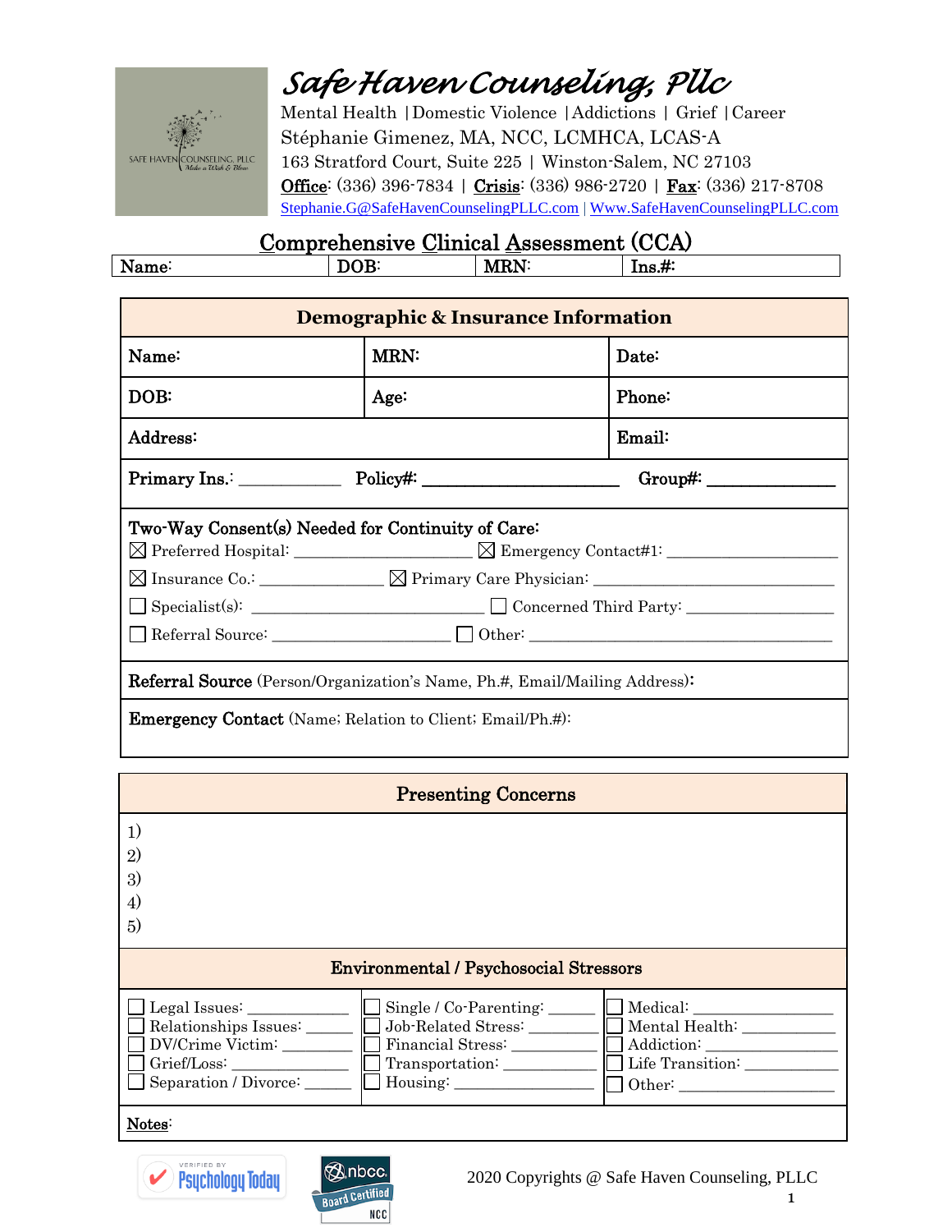# Safe Haven Counseling, Pllc

Mental Health | Domestic Violence | Addictions | Grief | Career
Stéphanie Gimenez, MA, NCC, LCMHCA, LCAS-A
163 Stratford Court, Suite 225 | Winston-Salem, NC 27103
**Office**: (336) 396-7834 | **Crisis**: (336) 986-2720 | **Fax**: (336) 217-8708
Stephanie.G@SafeHavenCounselingPLLC.com | Www.SafeHavenCounselingPLLC.com

## Comprehensive Clinical Assessment (CCA)

| Name: | DOB: | MRN: | Ins.#: |
|---|---|---|---|

| **Demographic & Insurance Information** | | |
|---|---|---|
| **Name:** | **MRN:** | **Date:** |
| **DOB:** | **Age:** | **Phone:** |
| **Address:** | | **Email:** |
| **Primary Ins.:** ___________ **Policy#:** ____________________ **Group#:** _____________ | | |
| **Two-Way Consent(s) Needed for Continuity of Care:** ☒ Preferred Hospital: ____________________ ☒ Emergency Contact#1: ____________________ ☒ Insurance Co.: ______________ ☒ Primary Care Physician: ____________________________ ☐ Specialist(s): __________________________ ☐ Concerned Third Party: _________________ ☐ Referral Source: ____________________ ☐ Other: ____________________________________ | | |
| **Referral Source** (Person/Organization's Name, Ph.#, Email/Mailing Address): | | |
| **Emergency Contact** (Name; Relation to Client; Email/Ph.#): | | |

| **Presenting Concerns** | | |
|---|---|---|
| 1) 2) 3) 4) 5) | | |
| **Environmental / Psychosocial Stressors** | | |
| ☐ Legal Issues: ___________ | ☐ Single / Co-Parenting: _____ | ☐ Medical: _______________ |
| ☐ Relationships Issues: _____ | ☐ Job-Related Stress: _______ | ☐ Mental Health: __________ |
| ☐ DV/Crime Victim: _______ | ☐ Financial Stress: _________ | ☐ Addiction: ______________ |
| ☐ Grief/Loss: ____________ | ☐ Transportation: __________ | ☐ Life Transition: __________ |
| ☐ Separation / Divorce: _____ | ☐ Housing: _______________ | ☐ Other: _________________ |
| **Notes**: | | |

2020 Copyrights @ Safe Haven Counseling, PLLC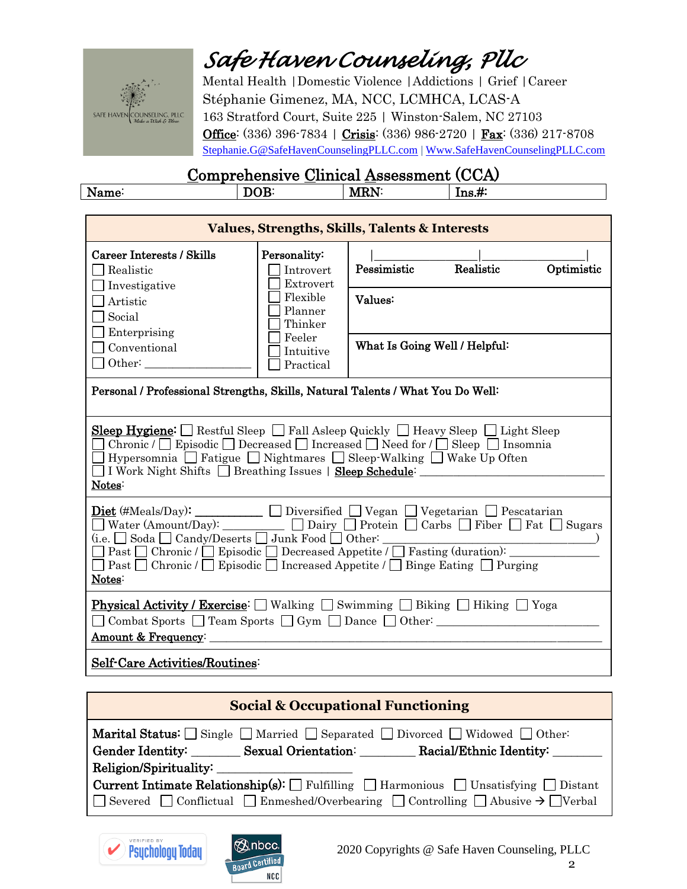# *Safe Haven Counseling, Pllc*

Mental Health | Domestic Violence | Addictions | Grief | Career
Stéphanie Gimenez, MA, NCC, LCMHCA, LCAS-A
163 Stratford Court, Suite 225 | Winston-Salem, NC 27103
**Office**: (336) 396-7834 | **Crisis**: (336) 986-2720 | **Fax**: (336) 217-8708
Stephanie.G@SafeHavenCounselingPLLC.com | Www.SafeHavenCounselingPLLC.com

## Comprehensive Clinical Assessment (CCA)

| Name: | DOB: | MRN: | Ins.#: |
|---|---|---|---|

### Values, Strengths, Skills, Talents & Interests

**Career Interests / Skills**
- ☐ Realistic
- ☐ Investigative
- ☐ Artistic
- ☐ Social
- ☐ Enterprising
- ☐ Conventional
- ☐ Other: ________________

**Personality:**
- ☐ Introvert
- ☐ Extrovert
- ☐ Flexible
- ☐ Planner
- ☐ Thinker
- ☐ Feeler
- ☐ Intuitive
- ☐ Practical

|________________|________________|
**Pessimistic** **Realistic** **Optimistic**

**Values:**

**What Is Going Well / Helpful:**

**Personal / Professional Strengths, Skills, Natural Talents / What You Do Well:**

**Sleep Hygiene:** ☐ Restful Sleep ☐ Fall Asleep Quickly ☐ Heavy Sleep ☐ Light Sleep
☐ Chronic / ☐ Episodic ☐ Decreased ☐ Increased ☐ Need for / ☐ Sleep ☐ Insomnia
☐ Hypersomnia ☐ Fatigue ☐ Nightmares ☐ Sleep-Walking ☐ Wake Up Often
☐ I Work Night Shifts ☐ Breathing Issues | **Sleep Schedule**: ____________________________
**Notes**:

**Diet** (#Meals/Day): __________ ☐ Diversified ☐ Vegan ☐ Vegetarian ☐ Pescatarian
☐ Water (Amount/Day): __________ ☐ Dairy ☐ Protein ☐ Carbs ☐ Fiber ☐ Fat ☐ Sugars
(i.e. ☐ Soda ☐ Candy/Deserts ☐ Junk Food ☐ Other: ______________________________)
☐ Past ☐ Chronic / ☐ Episodic ☐ Decreased Appetite / ☐ Fasting (duration): ______________
☐ Past ☐ Chronic / ☐ Episodic ☐ Increased Appetite / ☐ Binge Eating ☐ Purging
**Notes**:

**Physical Activity / Exercise**: ☐ Walking ☐ Swimming ☐ Biking ☐ Hiking ☐ Yoga
☐ Combat Sports ☐ Team Sports ☐ Gym ☐ Dance ☐ Other: __________________________
**Amount & Frequency**: ____________________________________________________________

**Self-Care Activities/Routines**:

### Social & Occupational Functioning

**Marital Status:** ☐ Single ☐ Married ☐ Separated ☐ Divorced ☐ Widowed ☐ Other:
**Gender Identity:** _______ **Sexual Orientation:** ________ **Racial/Ethnic Identity:** ________
**Religion/Spirituality:** ____________________
**Current Intimate Relationship(s):** ☐ Fulfilling ☐ Harmonious ☐ Unsatisfying ☐ Distant
☐ Severed ☐ Conflictual ☐ Enmeshed/Overbearing ☐ Controlling ☐ Abusive → ☐Verbal

2020 Copyrights @ Safe Haven Counseling, PLLC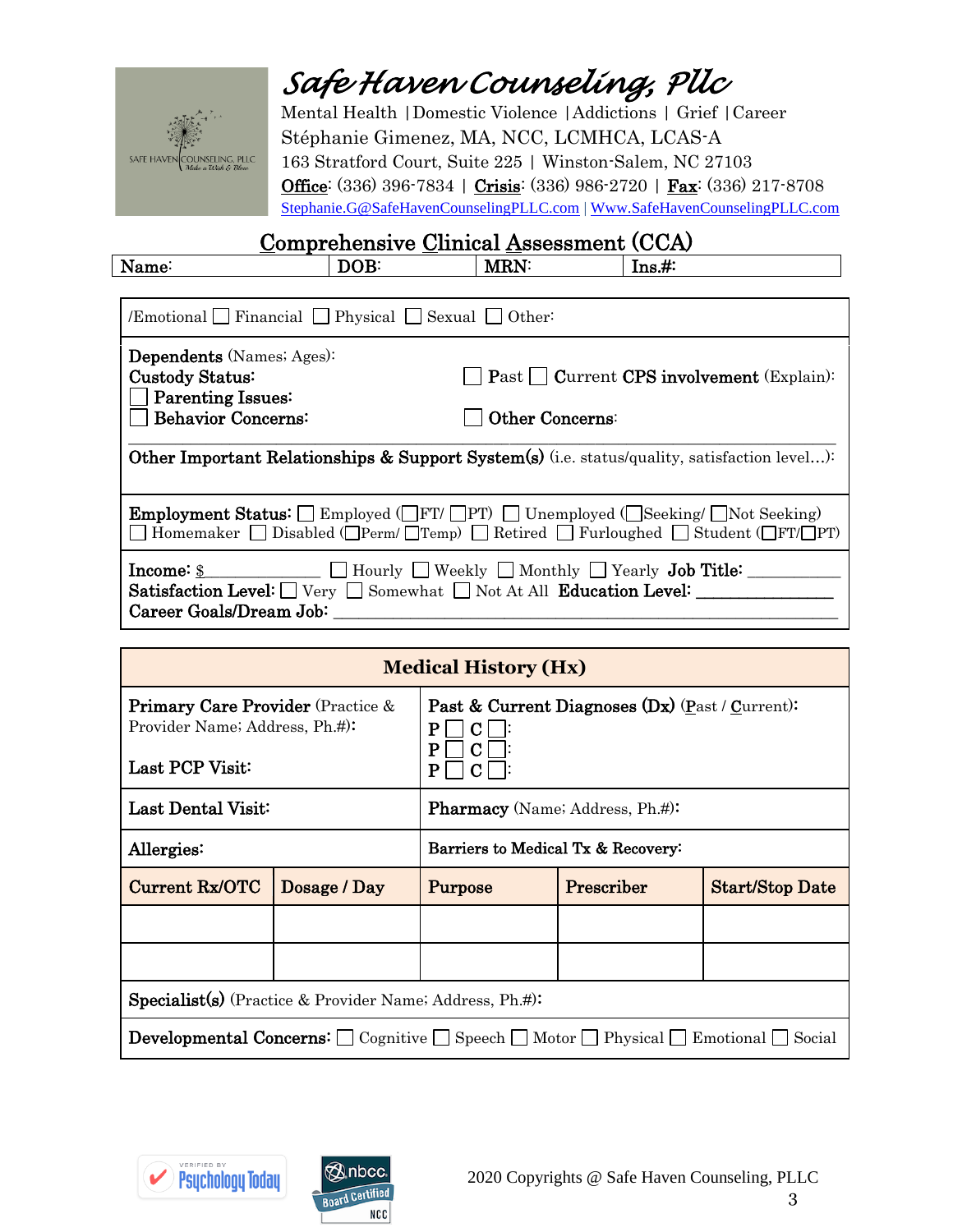# *Safe Haven Counseling, Pllc*

Mental Health | Domestic Violence | Addictions | Grief | Career
Stéphanie Gimenez, MA, NCC, LCMHCA, LCAS-A
163 Stratford Court, Suite 225 | Winston-Salem, NC 27103
**Office**: (336) 396-7834 | **Crisis**: (336) 986-2720 | **Fax**: (336) 217-8708
Stephanie.G@SafeHavenCounselingPLLC.com | Www.SafeHavenCounselingPLLC.com

## Comprehensive Clinical Assessment (CCA)

| Name: | DOB: | MRN: | Ins.#: |
|---|---|---|---|

/Emotional ☐ Financial ☐ Physical ☐ Sexual ☐ Other:

**Dependents** (Names; Ages):
**Custody Status:** ☐ Past ☐ Current **CPS involvement** (Explain):
☐ **Parenting Issues:**
☐ **Behavior Concerns:** ☐ **Other Concerns:**

**Other Important Relationships & Support System(s)** (i.e. status/quality, satisfaction level…):

**Employment Status:** ☐ Employed (☐FT/ ☐PT) ☐ Unemployed (☐Seeking/ ☐Not Seeking)
☐ Homemaker ☐ Disabled (☐Perm/ ☐Temp) ☐ Retired ☐ Furloughed ☐ Student (☐FT/☐PT)

**Income:** $_____________ ☐ Hourly ☐ Weekly ☐ Monthly ☐ Yearly **Job Title:** __________
**Satisfaction Level:** ☐ Very ☐ Somewhat ☐ Not At All **Education Level:** _______________
**Career Goals/Dream Job:** ______________________________________________________

## Medical History (Hx)

| | | | | |
|---|---|---|---|---|
| **Primary Care Provider** (Practice & Provider Name; Address, Ph.#): <br><br> **Last PCP Visit:** | | **Past & Current Diagnoses (Dx)** (Past / Current): <br> P ☐ C ☐: <br> P ☐ C ☐: <br> P ☐ C ☐: | | |
| **Last Dental Visit:** | | **Pharmacy** (Name; Address, Ph.#): | | |
| **Allergies:** | | **Barriers to Medical Tx & Recovery:** | | |
| **Current Rx/OTC** | **Dosage / Day** | **Purpose** | **Prescriber** | **Start/Stop Date** |
| | | | | |
| | | | | |
| **Specialist(s)** (Practice & Provider Name; Address, Ph.#): | | | | |
| **Developmental Concerns:** ☐ Cognitive ☐ Speech ☐ Motor ☐ Physical ☐ Emotional ☐ Social | | | | |

2020 Copyrights @ Safe Haven Counseling, PLLC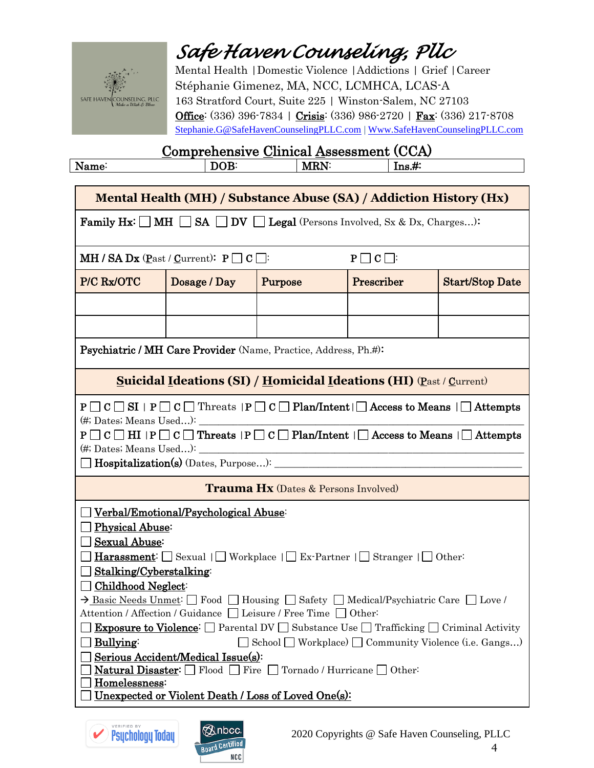# *Safe Haven Counseling, Pllc*

Mental Health | Domestic Violence | Addictions | Grief | Career
Stéphanie Gimenez, MA, NCC, LCMHCA, LCAS-A
163 Stratford Court, Suite 225 | Winston-Salem, NC 27103
Office: (336) 396-7834 | Crisis: (336) 986-2720 | Fax: (336) 217-8708
Stephanie.G@SafeHavenCounselingPLLC.com | Www.SafeHavenCounselingPLLC.com

## Comprehensive Clinical Assessment (CCA)

| Name: | DOB: | MRN: | Ins.#: |
|---|---|---|---|

### Mental Health (MH) / Substance Abuse (SA) / Addiction History (Hx)

**Family Hx:** ☐ **MH** ☐ **SA** ☐ **DV** ☐ **Legal** (Persons Involved, Sx & Dx, Charges…):

**MH / SA Dx** (Past / Current): **P** ☐ **C** ☐: **P** ☐ **C** ☐:

| P/C Rx/OTC | Dosage / Day | Purpose | Prescriber | Start/Stop Date |
|---|---|---|---|---|
| | | | | |
| | | | | |

**Psychiatric / MH Care Provider** (Name, Practice, Address, Ph.#):

### Suicidal Ideations (SI) / Homicidal Ideations (HI) (Past / Current)

P ☐ C ☐ **SI** | P ☐ C ☐ Threats | P ☐ C ☐ **Plan/Intent** | ☐ **Access to Means** | ☐ **Attempts**
(#; Dates; Means Used…): ________________________________________

P ☐ C ☐ **HI** | P ☐ C ☐ **Threats** | P ☐ C ☐ **Plan/Intent** | ☐ **Access to Means** | ☐ **Attempts**
(#; Dates; Means Used…): ________________________________________

☐ **Hospitalization(s)** (Dates, Purpose…): ________________________________________

### Trauma Hx (Dates & Persons Involved)

☐ Verbal/Emotional/Psychological Abuse:
☐ Physical Abuse:
☐ Sexual Abuse:
☐ Harassment: ☐ Sexual | ☐ Workplace | ☐ Ex-Partner | ☐ Stranger | ☐ Other:
☐ Stalking/Cyberstalking:
☐ Childhood Neglect:
→ Basic Needs Unmet: ☐ Food ☐ Housing ☐ Safety ☐ Medical/Psychiatric Care ☐ Love / Attention / Affection / Guidance ☐ Leisure / Free Time ☐ Other:
☐ **Exposure to Violence**: ☐ Parental DV ☐ Substance Use ☐ Trafficking ☐ Criminal Activity
☐ **Bullying**: ☐ School ☐ Workplace) ☐ Community Violence (i.e. Gangs…)
☐ **Serious Accident/Medical Issue(s)**:
☐ **Natural Disaster**: ☐ Flood ☐ Fire ☐ Tornado / Hurricane ☐ Other:
☐ **Homelessness**:
☐ **Unexpected or Violent Death / Loss of Loved One(s)**:

2020 Copyrights @ Safe Haven Counseling, PLLC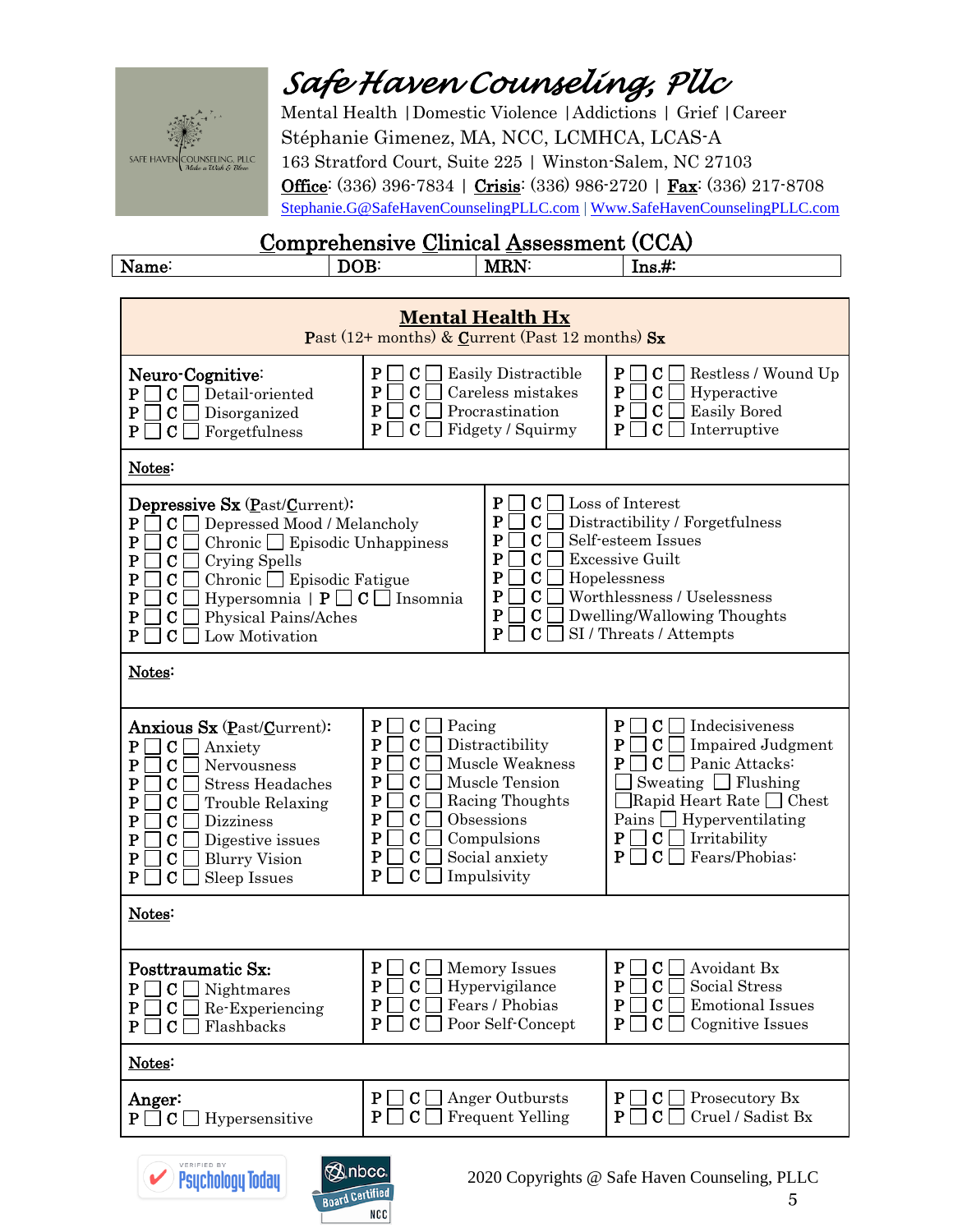# Safe Haven Counseling, Pllc

Mental Health | Domestic Violence | Addictions | Grief | Career
Stéphanie Gimenez, MA, NCC, LCMHCA, LCAS-A
163 Stratford Court, Suite 225 | Winston-Salem, NC 27103
**Office**: (336) 396-7834 | **Crisis**: (336) 986-2720 | **Fax**: (336) 217-8708
Stephanie.G@SafeHavenCounselingPLLC.com | Www.SafeHavenCounselingPLLC.com

## Comprehensive Clinical Assessment (CCA)

| Name: | DOB: | MRN: | Ins.#: |
|---|---|---|---|

## Mental Health Hx

Past (12+ months) & Current (Past 12 months) **Sx**

| **Neuro-Cognitive:** | | |
|---|---|---|
| P ☐ C ☐ Detail-oriented | P ☐ C ☐ Easily Distractible | P ☐ C ☐ Restless / Wound Up |
| P ☐ C ☐ Disorganized | P ☐ C ☐ Careless mistakes | P ☐ C ☐ Hyperactive |
| P ☐ C ☐ Forgetfulness | P ☐ C ☐ Procrastination | P ☐ C ☐ Easily Bored |
| | P ☐ C ☐ Fidgety / Squirmy | P ☐ C ☐ Interruptive |

**Notes:**

| **Depressive Sx** (Past/Current): | |
|---|---|
| P ☐ C ☐ Depressed Mood / Melancholy | P ☐ C ☐ Loss of Interest |
| P ☐ C ☐ Chronic ☐ Episodic Unhappiness | P ☐ C ☐ Distractibility / Forgetfulness |
| P ☐ C ☐ Crying Spells | P ☐ C ☐ Self-esteem Issues |
| P ☐ C ☐ Chronic ☐ Episodic Fatigue | P ☐ C ☐ Excessive Guilt |
| P ☐ C ☐ Hypersomnia \| P ☐ C ☐ Insomnia | P ☐ C ☐ Hopelessness |
| P ☐ C ☐ Physical Pains/Aches | P ☐ C ☐ Worthlessness / Uselessness |
| P ☐ C ☐ Low Motivation | P ☐ C ☐ Dwelling/Wallowing Thoughts |
| | P ☐ C ☐ SI / Threats / Attempts |

**Notes:**

| **Anxious Sx** (Past/Current): | | |
|---|---|---|
| P ☐ C ☐ Anxiety | P ☐ C ☐ Pacing | P ☐ C ☐ Indecisiveness |
| P ☐ C ☐ Nervousness | P ☐ C ☐ Distractibility | P ☐ C ☐ Impaired Judgment |
| P ☐ C ☐ Stress Headaches | P ☐ C ☐ Muscle Weakness | P ☐ C ☐ Panic Attacks: |
| P ☐ C ☐ Trouble Relaxing | P ☐ C ☐ Muscle Tension | ☐ Sweating ☐ Flushing |
| P ☐ C ☐ Dizziness | P ☐ C ☐ Racing Thoughts | ☐ Rapid Heart Rate ☐ Chest Pains ☐ Hyperventilating |
| P ☐ C ☐ Digestive issues | P ☐ C ☐ Obsessions | P ☐ C ☐ Irritability |
| P ☐ C ☐ Blurry Vision | P ☐ C ☐ Compulsions | P ☐ C ☐ Fears/Phobias: |
| P ☐ C ☐ Sleep Issues | P ☐ C ☐ Social anxiety | |
| | P ☐ C ☐ Impulsivity | |

**Notes:**

| **Posttraumatic Sx:** | | |
|---|---|---|
| P ☐ C ☐ Nightmares | P ☐ C ☐ Memory Issues | P ☐ C ☐ Avoidant Bx |
| P ☐ C ☐ Re-Experiencing | P ☐ C ☐ Hypervigilance | P ☐ C ☐ Social Stress |
| P ☐ C ☐ Flashbacks | P ☐ C ☐ Fears / Phobias | P ☐ C ☐ Emotional Issues |
| | P ☐ C ☐ Poor Self-Concept | P ☐ C ☐ Cognitive Issues |

**Notes:**

| **Anger:** | | |
|---|---|---|
| P ☐ C ☐ Hypersensitive | P ☐ C ☐ Anger Outbursts | P ☐ C ☐ Prosecutory Bx |
| | P ☐ C ☐ Frequent Yelling | P ☐ C ☐ Cruel / Sadist Bx |

2020 Copyrights @ Safe Haven Counseling, PLLC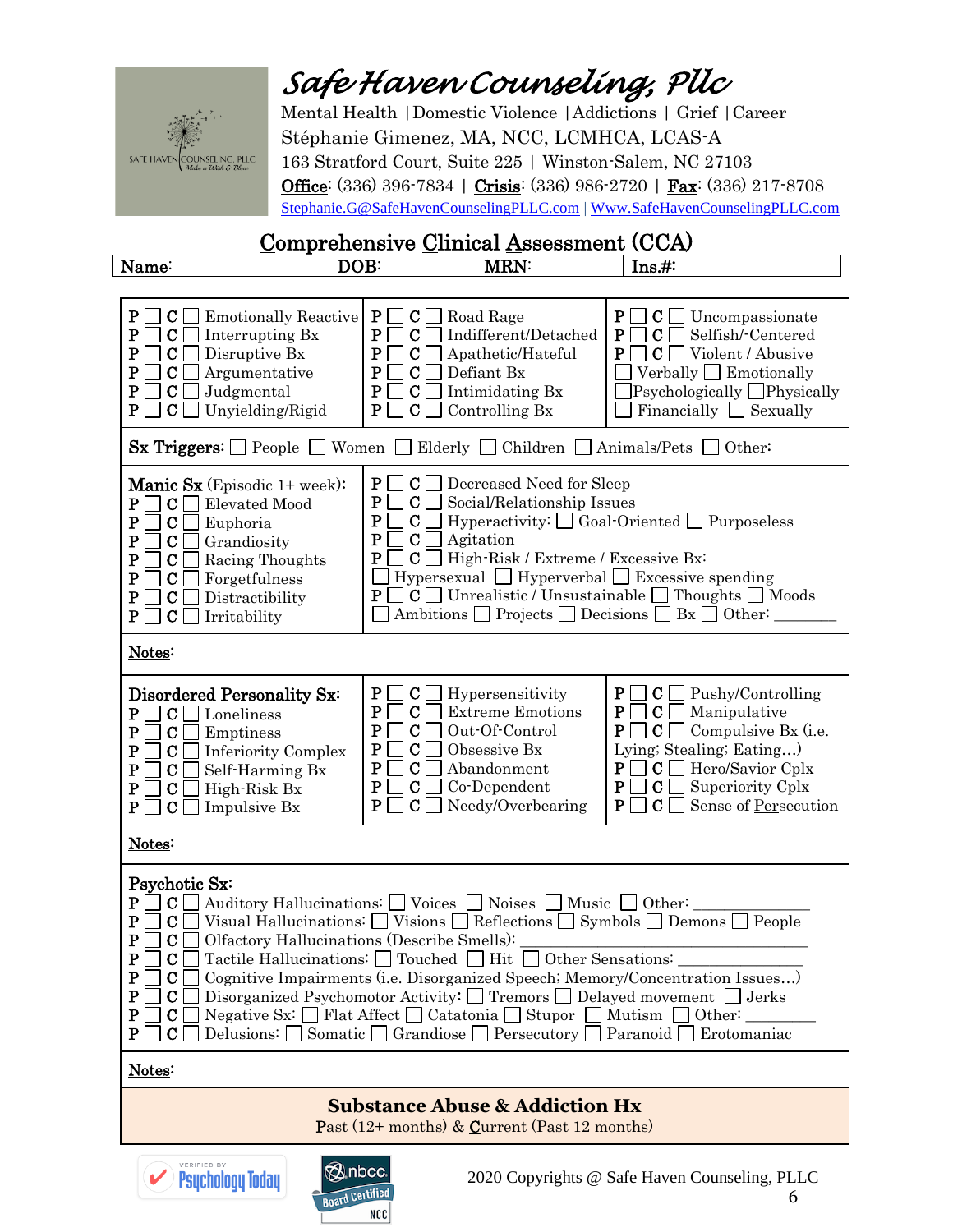# Safe Haven Counseling, Pllc

Mental Health | Domestic Violence | Addictions | Grief | Career
Stéphanie Gimenez, MA, NCC, LCMHCA, LCAS-A
163 Stratford Court, Suite 225 | Winston-Salem, NC 27103
**Office**: (336) 396-7834 | **Crisis**: (336) 986-2720 | **Fax**: (336) 217-8708
Stephanie.G@SafeHavenCounselingPLLC.com | Www.SafeHavenCounselingPLLC.com

## Comprehensive Clinical Assessment (CCA)

| Name: | DOB: | MRN: | Ins.#: |
|---|---|---|---|

| | | |
|---|---|---|
| P ☐ C ☐ Emotionally Reactive | P ☐ C ☐ Road Rage | P ☐ C ☐ Uncompassionate |
| P ☐ C ☐ Interrupting Bx | P ☐ C ☐ Indifferent/Detached | P ☐ C ☐ Selfish/-Centered |
| P ☐ C ☐ Disruptive Bx | P ☐ C ☐ Apathetic/Hateful | P ☐ C ☐ Violent / Abusive |
| P ☐ C ☐ Argumentative | P ☐ C ☐ Defiant Bx | ☐ Verbally ☐ Emotionally |
| P ☐ C ☐ Judgmental | P ☐ C ☐ Intimidating Bx | ☐ Psychologically ☐ Physically |
| P ☐ C ☐ Unyielding/Rigid | P ☐ C ☐ Controlling Bx | ☐ Financially ☐ Sexually |

**Sx Triggers**: ☐ People ☐ Women ☐ Elderly ☐ Children ☐ Animals/Pets ☐ Other:

**Manic Sx** (Episodic 1+ week):
- P ☐ C ☐ Elevated Mood
- P ☐ C ☐ Euphoria
- P ☐ C ☐ Grandiosity
- P ☐ C ☐ Racing Thoughts
- P ☐ C ☐ Forgetfulness
- P ☐ C ☐ Distractibility
- P ☐ C ☐ Irritability
- P ☐ C ☐ Decreased Need for Sleep
- P ☐ C ☐ Social/Relationship Issues
- P ☐ C ☐ Hyperactivity: ☐ Goal-Oriented ☐ Purposeless
- P ☐ C ☐ Agitation
- P ☐ C ☐ High-Risk / Extreme / Excessive Bx: ☐ Hypersexual ☐ Hyperverbal ☐ Excessive spending
- P ☐ C ☐ Unrealistic / Unsustainable ☐ Thoughts ☐ Moods ☐ Ambitions ☐ Projects ☐ Decisions ☐ Bx ☐ Other: _______

**Notes**:

| **Disordered Personality Sx**: | | |
|---|---|---|
| P ☐ C ☐ Loneliness | P ☐ C ☐ Hypersensitivity | P ☐ C ☐ Pushy/Controlling |
| P ☐ C ☐ Emptiness | P ☐ C ☐ Extreme Emotions | P ☐ C ☐ Manipulative |
| P ☐ C ☐ Inferiority Complex | P ☐ C ☐ Out-Of-Control | P ☐ C ☐ Compulsive Bx (i.e. Lying; Stealing; Eating…) |
| P ☐ C ☐ Self-Harming Bx | P ☐ C ☐ Obsessive Bx | P ☐ C ☐ Hero/Savior Cplx |
| P ☐ C ☐ High-Risk Bx | P ☐ C ☐ Abandonment | P ☐ C ☐ Superiority Cplx |
| P ☐ C ☐ Impulsive Bx | P ☐ C ☐ Co-Dependent | P ☐ C ☐ Sense of Persecution |
| | P ☐ C ☐ Needy/Overbearing | |

**Notes**:

**Psychotic Sx:**
- P ☐ C ☐ Auditory Hallucinations: ☐ Voices ☐ Noises ☐ Music ☐ Other: _____________
- P ☐ C ☐ Visual Hallucinations: ☐ Visions ☐ Reflections ☐ Symbols ☐ Demons ☐ People
- P ☐ C ☐ Olfactory Hallucinations (Describe Smells): _____________
- P ☐ C ☐ Tactile Hallucinations: ☐ Touched ☐ Hit ☐ Other Sensations: _____________
- P ☐ C ☐ Cognitive Impairments (i.e. Disorganized Speech; Memory/Concentration Issues…)
- P ☐ C ☐ Disorganized Psychomotor Activity: ☐ Tremors ☐ Delayed movement ☐ Jerks
- P ☐ C ☐ Negative Sx: ☐ Flat Affect ☐ Catatonia ☐ Stupor ☐ Mutism ☐ Other: ________
- P ☐ C ☐ Delusions: ☐ Somatic ☐ Grandiose ☐ Persecutory ☐ Paranoid ☐ Erotomaniac

**Notes**:

## Substance Abuse & Addiction Hx

**P**ast (12+ months) & **C**urrent (Past 12 months)

2020 Copyrights @ Safe Haven Counseling, PLLC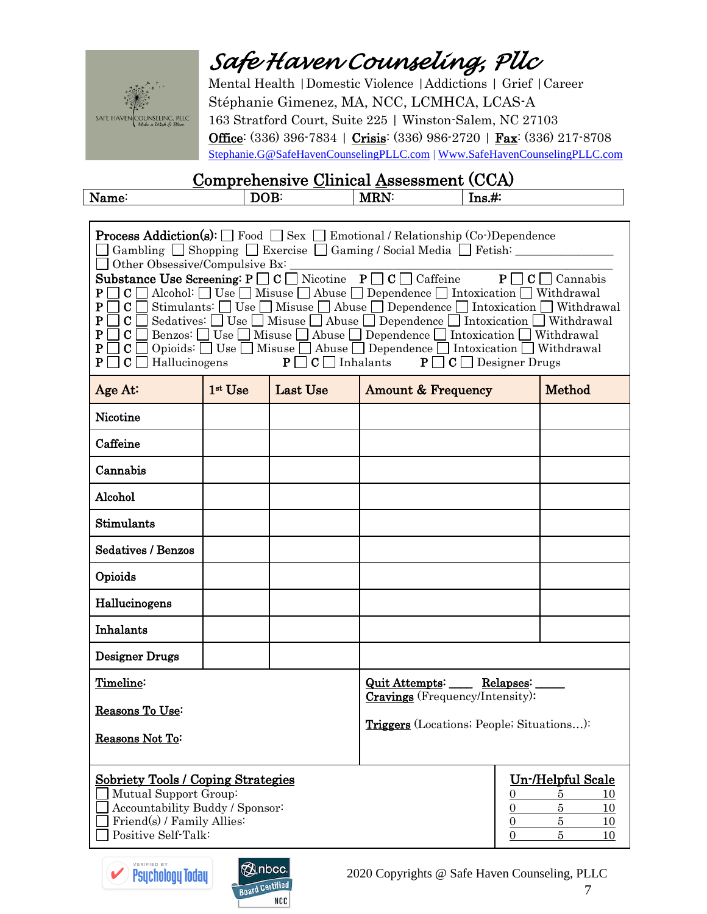# Safe Haven Counseling, Pllc

Mental Health | Domestic Violence | Addictions | Grief | Career
Stéphanie Gimenez, MA, NCC, LCMHCA, LCAS-A
163 Stratford Court, Suite 225 | Winston-Salem, NC 27103
**Office**: (336) 396-7834 | **Crisis**: (336) 986-2720 | **Fax**: (336) 217-8708
Stephanie.G@SafeHavenCounselingPLLC.com | Www.SafeHavenCounselingPLLC.com

## Comprehensive Clinical Assessment (CCA)

| Name: | DOB: | MRN: | Ins.#: |
|---|---|---|---|

**Process Addiction(s):** ☐ Food ☐ Sex ☐ Emotional / Relationship (Co-)Dependence
☐ Gambling ☐ Shopping ☐ Exercise ☐ Gaming / Social Media ☐ Fetish: ________________
☐ Other Obsessive/Compulsive Bx: ________________________________________

**Substance Use Screening:** P ☐ C ☐ Nicotine P ☐ C ☐ Caffeine P ☐ C ☐ Cannabis
P ☐ C ☐ Alcohol: ☐ Use ☐ Misuse ☐ Abuse ☐ Dependence ☐ Intoxication ☐ Withdrawal
P ☐ C ☐ Stimulants: ☐ Use ☐ Misuse ☐ Abuse ☐ Dependence ☐ Intoxication ☐ Withdrawal
P ☐ C ☐ Sedatives: ☐ Use ☐ Misuse ☐ Abuse ☐ Dependence ☐ Intoxication ☐ Withdrawal
P ☐ C ☐ Benzos: ☐ Use ☐ Misuse ☐ Abuse ☐ Dependence ☐ Intoxication ☐ Withdrawal
P ☐ C ☐ Opioids: ☐ Use ☐ Misuse ☐ Abuse ☐ Dependence ☐ Intoxication ☐ Withdrawal
P ☐ C ☐ Hallucinogens P ☐ C ☐ Inhalants P ☐ C ☐ Designer Drugs

| Age At: | 1st Use | Last Use | Amount & Frequency | Method |
|---|---|---|---|---|
| Nicotine | | | | |
| Caffeine | | | | |
| Cannabis | | | | |
| Alcohol | | | | |
| Stimulants | | | | |
| Sedatives / Benzos | | | | |
| Opioids | | | | |
| Hallucinogens | | | | |
| Inhalants | | | | |
| Designer Drugs | | | | |

**Timeline**:

**Reasons To Use**:

**Reasons Not To**:

**Quit Attempts**: ____ **Relapses**: _____
**Cravings** (Frequency/Intensity):

**Triggers** (Locations; People; Situations…):

| Sobriety Tools / Coping Strategies | Un-/Helpful Scale |
|---|---|
| ☐ Mutual Support Group: | 0 5 10 |
| ☐ Accountability Buddy / Sponsor: | 0 5 10 |
| ☐ Friend(s) / Family Allies: | 0 5 10 |
| ☐ Positive Self-Talk: | 0 5 10 |

2020 Copyrights @ Safe Haven Counseling, PLLC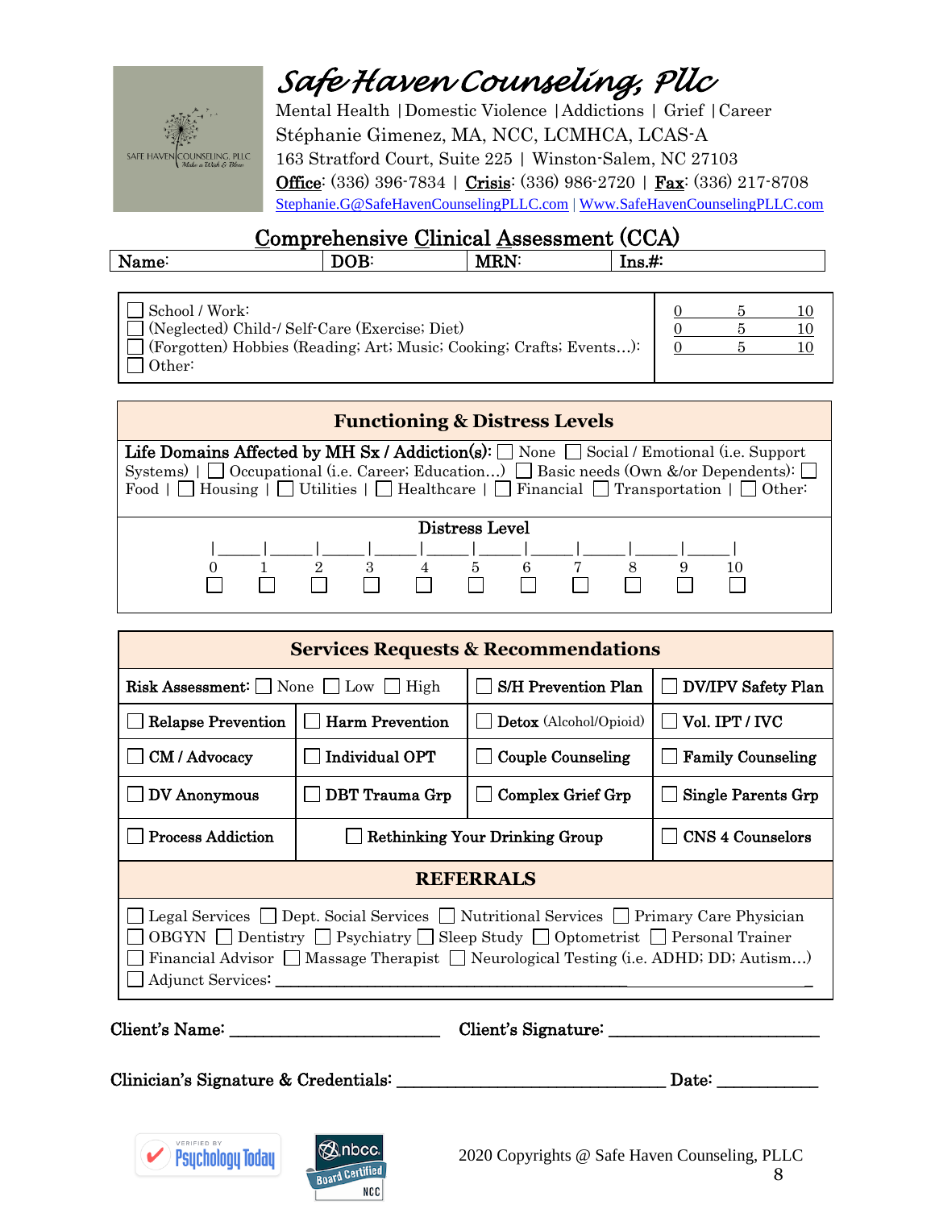# *Safe Haven Counseling, Pllc*

Mental Health | Domestic Violence | Addictions | Grief | Career
Stéphanie Gimenez, MA, NCC, LCMHCA, LCAS-A
163 Stratford Court, Suite 225 | Winston-Salem, NC 27103
**Office**: (336) 396-7834 | **Crisis**: (336) 986-2720 | **Fax**: (336) 217-8708
Stephanie.G@SafeHavenCounselingPLLC.com | Www.SafeHavenCounselingPLLC.com

## Comprehensive Clinical Assessment (CCA)

| Name: | DOB: | MRN: | Ins.#: |
|---|---|---|---|

| | |
|---|---|
| ☐ School / Work:<br>☐ (Neglected) Child-/ Self-Care (Exercise; Diet)<br>☐ (Forgotten) Hobbies (Reading; Art; Music; Cooking; Crafts; Events…):<br>☐ Other: | 0 5 10<br>0 5 10<br>0 5 10 |

### Functioning & Distress Levels

**Life Domains Affected by MH Sx / Addiction(s):** ☐ None ☐ Social / Emotional (i.e. Support Systems) | ☐ Occupational (i.e. Career; Education…) ☐ Basic needs (Own &/or Dependents): ☐ Food | ☐ Housing | ☐ Utilities | ☐ Healthcare | ☐ Financial ☐ Transportation | ☐ Other:

**Distress Level**

0 ☐ 1 ☐ 2 ☐ 3 ☐ 4 ☐ 5 ☐ 6 ☐ 7 ☐ 8 ☐ 9 ☐ 10 ☐

### Services Requests & Recommendations

| | | | |
|---|---|---|---|
| **Risk Assessment:** ☐ None ☐ Low ☐ High | | ☐ **S/H Prevention Plan** | ☐ **DV/IPV Safety Plan** |
| ☐ **Relapse Prevention** | ☐ **Harm Prevention** | ☐ **Detox** (Alcohol/Opioid) | ☐ **Vol. IPT / IVC** |
| ☐ **CM / Advocacy** | ☐ **Individual OPT** | ☐ **Couple Counseling** | ☐ **Family Counseling** |
| ☐ **DV Anonymous** | ☐ **DBT Trauma Grp** | ☐ **Complex Grief Grp** | ☐ **Single Parents Grp** |
| ☐ **Process Addiction** | ☐ **Rethinking Your Drinking Group** | | ☐ **CNS 4 Counselors** |

### REFERRALS

☐ Legal Services ☐ Dept. Social Services ☐ Nutritional Services ☐ Primary Care Physician
☐ OBGYN ☐ Dentistry ☐ Psychiatry ☐ Sleep Study ☐ Optometrist ☐ Personal Trainer
☐ Financial Advisor ☐ Massage Therapist ☐ Neurological Testing (i.e. ADHD; DD; Autism…)
☐ Adjunct Services: ______________________________________________

**Client's Name:** ________________________ **Client's Signature:** ________________________

**Clinician's Signature & Credentials:** ______________________________ **Date:** ___________

2020 Copyrights @ Safe Haven Counseling, PLLC